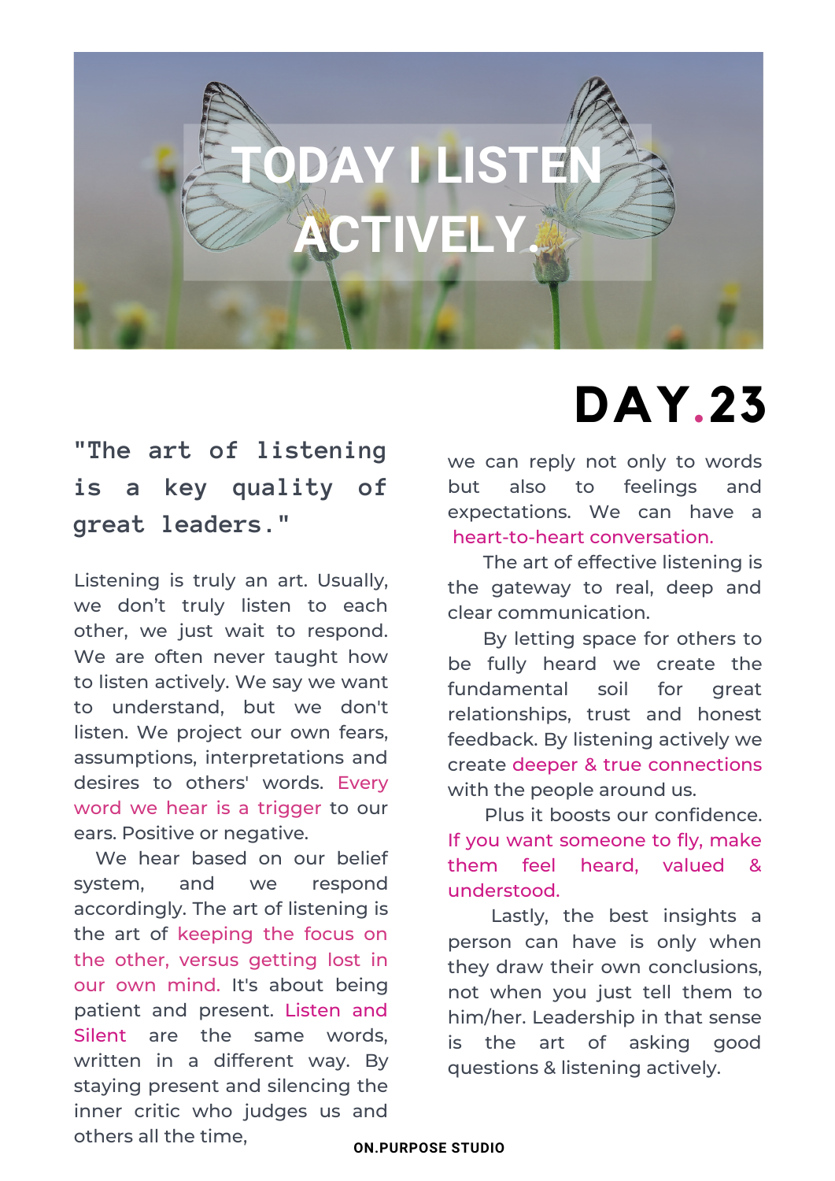# TODAY I LISTEN ACTIVELY.

## DAY.23

**"The art of listening is a key quality of great leaders."**

Listening is truly an art. Usually, we don't truly listen to each other, we just wait to respond. We are often never taught how to listen actively. We say we want to understand, but we don't listen. We project our own fears, assumptions, interpretations and desires to others' words. Every word we hear is a trigger to our ears. Positive or negative.

We hear based on our belief system, and we respond accordingly. The art of listening is the art of keeping the focus on the other, versus getting lost in our own mind. It's about being patient and present. Listen and Silent are the same words, written in a different way. By staying present and silencing the inner critic who judges us and others all the time, we can reply not only to words but also to feelings and expectations. We can have a heart-to-heart conversation.

The art of effective listening is the gateway to real, deep and clear communication.

By letting space for others to be fully heard we create the fundamental soil for great relationships, trust and honest feedback. By listening actively we create deeper & true connections with the people around us.

Plus it boosts our confidence. If you want someone to fly, make them feel heard, valued & understood.

Lastly, the best insights a person can have is only when they draw their own conclusions, not when you just tell them to him/her. Leadership in that sense is the art of asking good questions & listening actively.

ON.PURPOSE STUDIO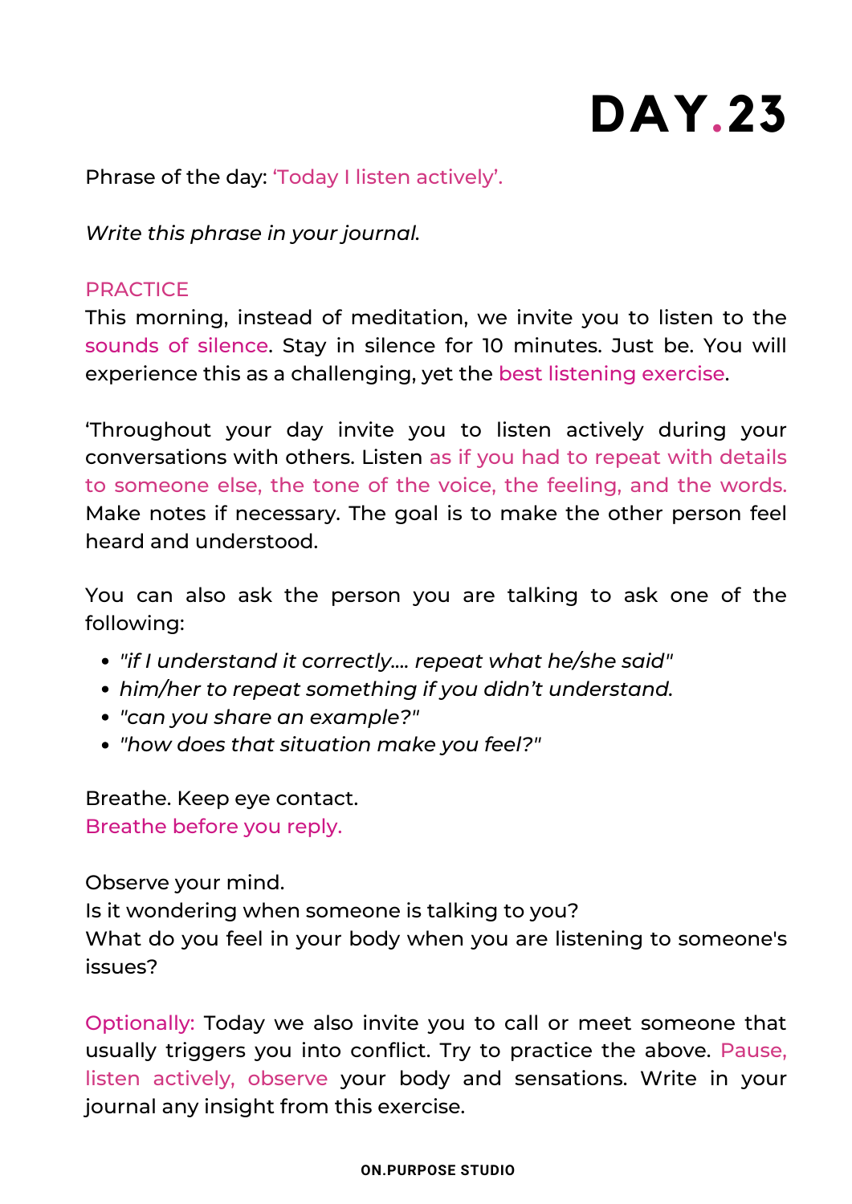# DAY.23

Phrase of the day: 'Today I listen actively'.

*Write this phrase in your journal.*

PRACTICE

This morning, instead of meditation, we invite you to listen to the sounds of silence. Stay in silence for 10 minutes. Just be. You will experience this as a challenging, yet the best listening exercise.

'Throughout your day invite you to listen actively during your conversations with others. Listen as if you had to repeat with details to someone else, the tone of the voice, the feeling, and the words. Make notes if necessary. The goal is to make the other person feel heard and understood.

You can also ask the person you are talking to ask one of the following:

- *"if I understand it correctly.... repeat what he/she said"*
- *him/her to repeat something if you didn't understand.*
- *"can you share an example?"*
- *"how does that situation make you feel?"*

Breathe. Keep eye contact.
Breathe before you reply.

Observe your mind.
Is it wondering when someone is talking to you?
What do you feel in your body when you are listening to someone's issues?

Optionally: Today we also invite you to call or meet someone that usually triggers you into conflict. Try to practice the above. Pause, listen actively, observe your body and sensations. Write in your journal any insight from this exercise.